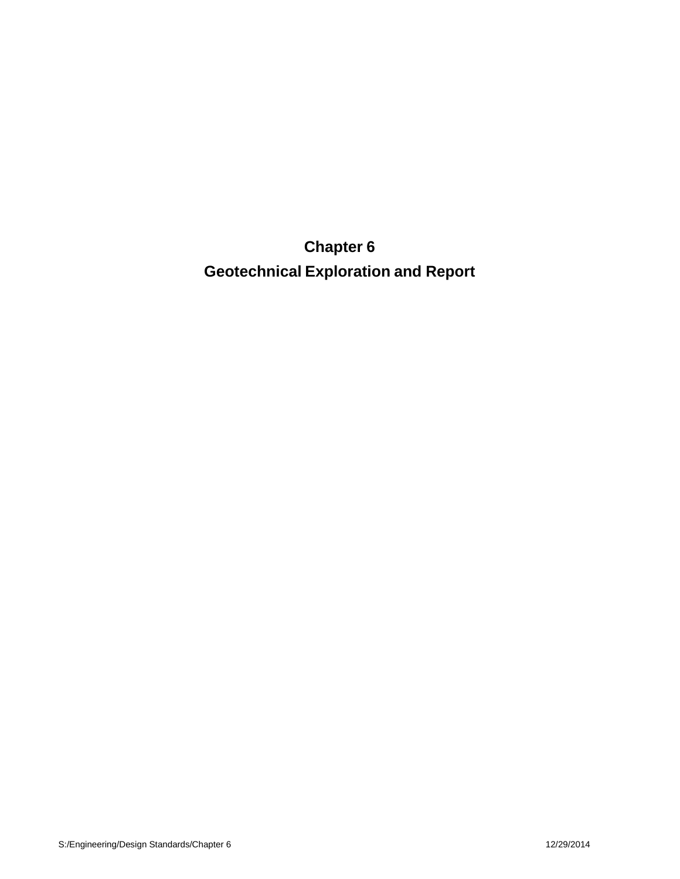# Chapter 6

# Geotechnical Exploration and Report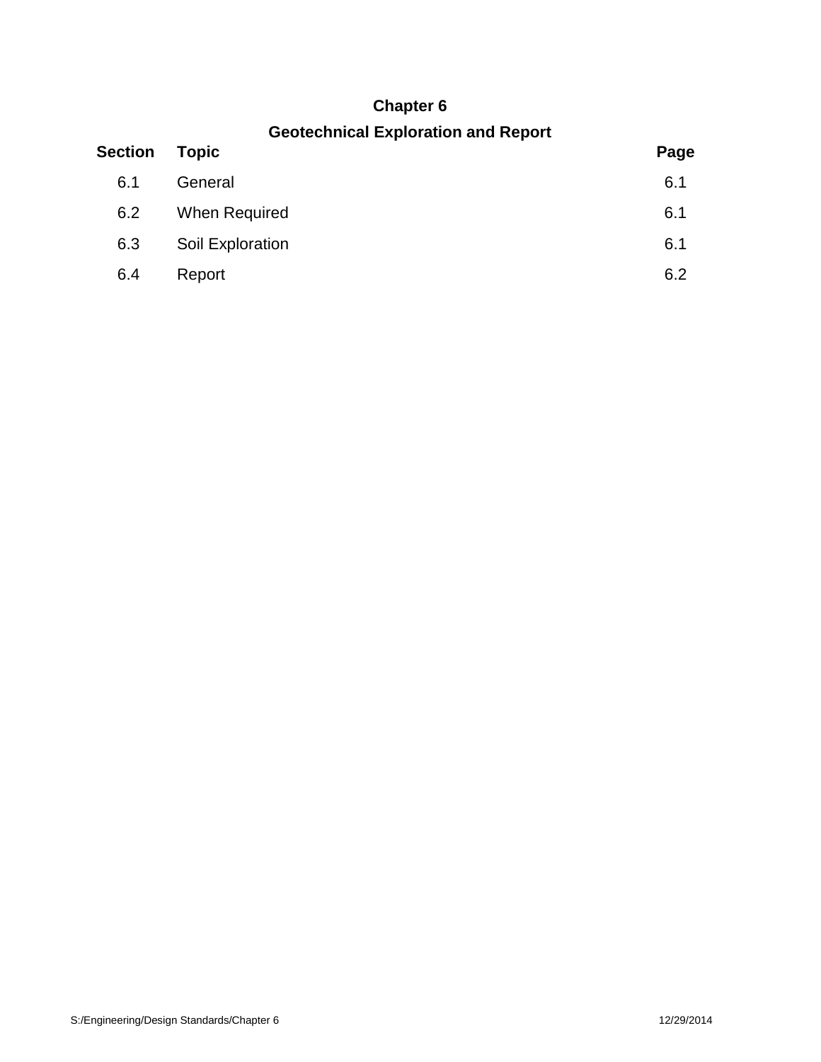# Chapter 6

## Geotechnical Exploration and Report

| Section | Topic | Page |
|---|---|---|
| 6.1 | General | 6.1 |
| 6.2 | When Required | 6.1 |
| 6.3 | Soil Exploration | 6.1 |
| 6.4 | Report | 6.2 |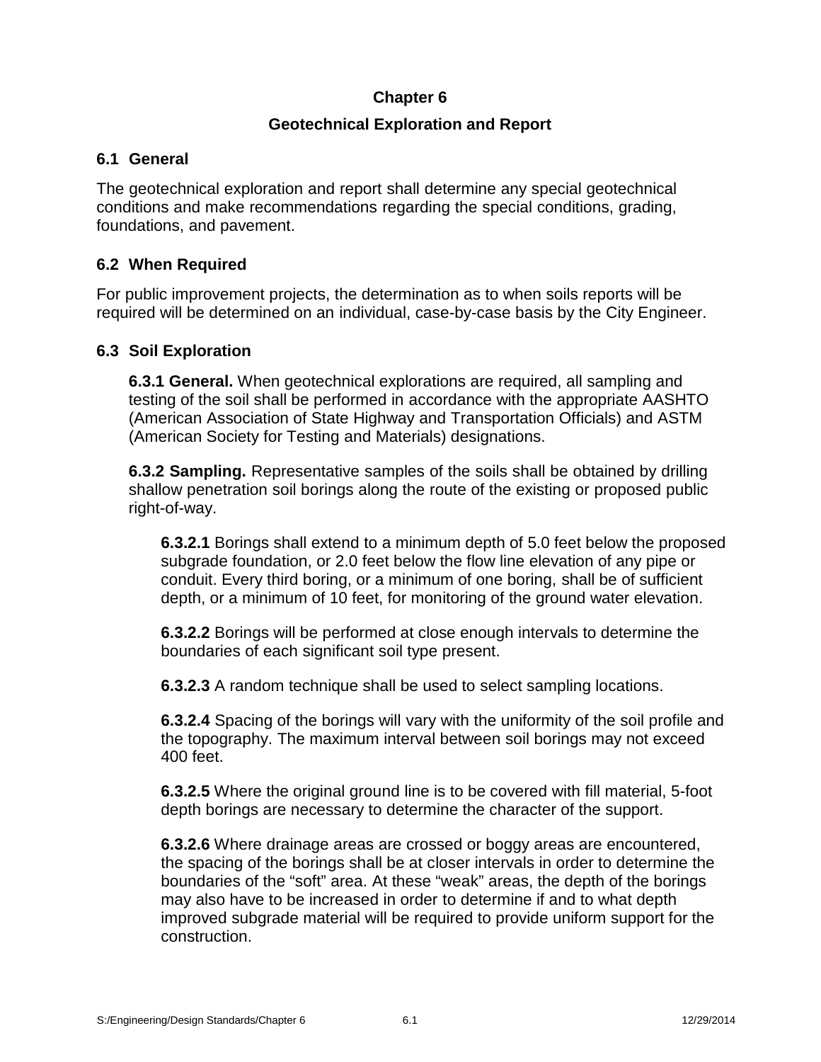# Chapter 6

## Geotechnical Exploration and Report

### 6.1 General

The geotechnical exploration and report shall determine any special geotechnical conditions and make recommendations regarding the special conditions, grading, foundations, and pavement.

### 6.2 When Required

For public improvement projects, the determination as to when soils reports will be required will be determined on an individual, case-by-case basis by the City Engineer.

### 6.3 Soil Exploration

**6.3.1 General.** When geotechnical explorations are required, all sampling and testing of the soil shall be performed in accordance with the appropriate AASHTO (American Association of State Highway and Transportation Officials) and ASTM (American Society for Testing and Materials) designations.

**6.3.2 Sampling.** Representative samples of the soils shall be obtained by drilling shallow penetration soil borings along the route of the existing or proposed public right-of-way.

**6.3.2.1** Borings shall extend to a minimum depth of 5.0 feet below the proposed subgrade foundation, or 2.0 feet below the flow line elevation of any pipe or conduit. Every third boring, or a minimum of one boring, shall be of sufficient depth, or a minimum of 10 feet, for monitoring of the ground water elevation.

**6.3.2.2** Borings will be performed at close enough intervals to determine the boundaries of each significant soil type present.

**6.3.2.3** A random technique shall be used to select sampling locations.

**6.3.2.4** Spacing of the borings will vary with the uniformity of the soil profile and the topography. The maximum interval between soil borings may not exceed 400 feet.

**6.3.2.5** Where the original ground line is to be covered with fill material, 5-foot depth borings are necessary to determine the character of the support.

**6.3.2.6** Where drainage areas are crossed or boggy areas are encountered, the spacing of the borings shall be at closer intervals in order to determine the boundaries of the "soft" area. At these "weak" areas, the depth of the borings may also have to be increased in order to determine if and to what depth improved subgrade material will be required to provide uniform support for the construction.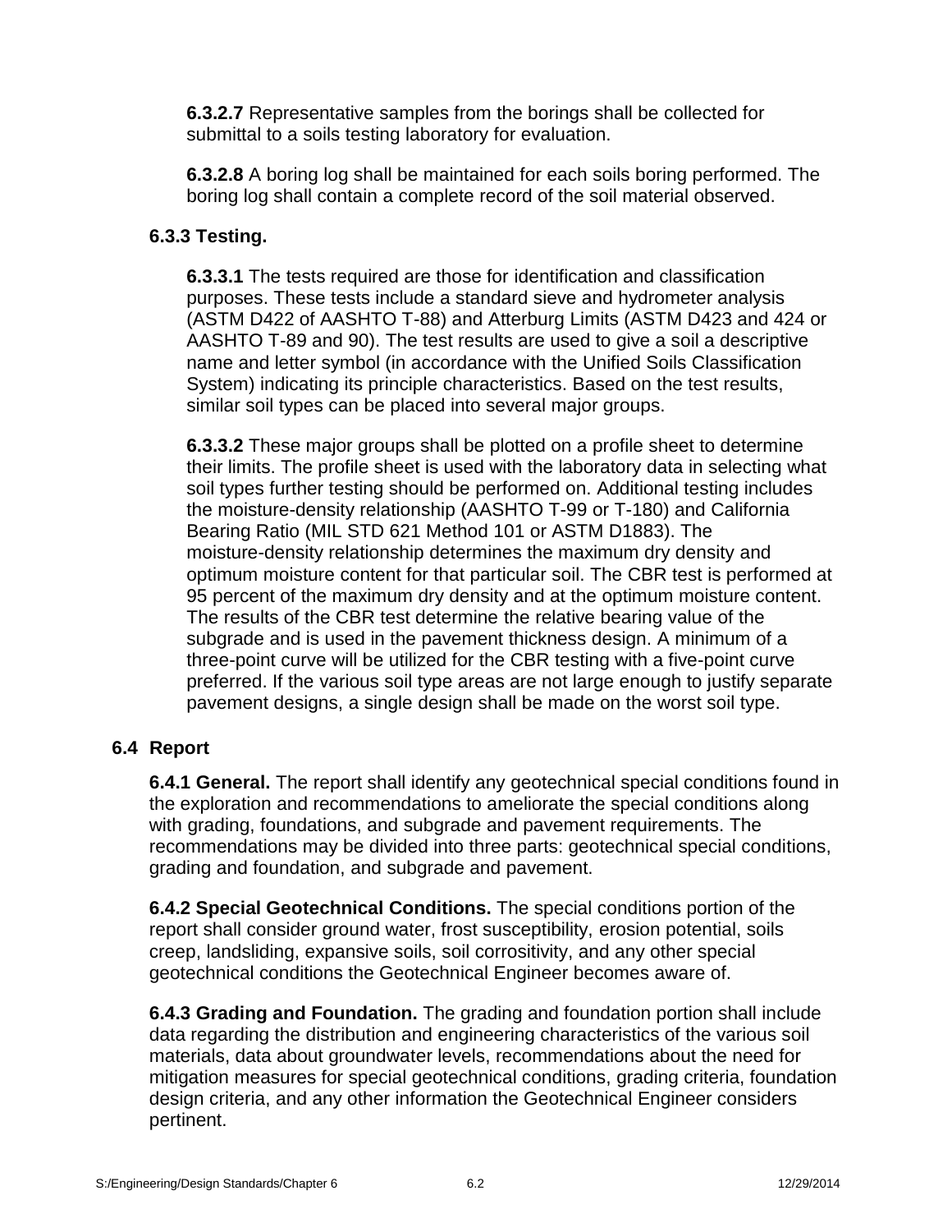**6.3.2.7** Representative samples from the borings shall be collected for submittal to a soils testing laboratory for evaluation.

**6.3.2.8** A boring log shall be maintained for each soils boring performed. The boring log shall contain a complete record of the soil material observed.

### 6.3.3 Testing.

**6.3.3.1** The tests required are those for identification and classification purposes. These tests include a standard sieve and hydrometer analysis (ASTM D422 of AASHTO T-88) and Atterburg Limits (ASTM D423 and 424 or AASHTO T-89 and 90). The test results are used to give a soil a descriptive name and letter symbol (in accordance with the Unified Soils Classification System) indicating its principle characteristics. Based on the test results, similar soil types can be placed into several major groups.

**6.3.3.2** These major groups shall be plotted on a profile sheet to determine their limits. The profile sheet is used with the laboratory data in selecting what soil types further testing should be performed on. Additional testing includes the moisture-density relationship (AASHTO T-99 or T-180) and California Bearing Ratio (MIL STD 621 Method 101 or ASTM D1883). The moisture-density relationship determines the maximum dry density and optimum moisture content for that particular soil. The CBR test is performed at 95 percent of the maximum dry density and at the optimum moisture content. The results of the CBR test determine the relative bearing value of the subgrade and is used in the pavement thickness design. A minimum of a three-point curve will be utilized for the CBR testing with a five-point curve preferred. If the various soil type areas are not large enough to justify separate pavement designs, a single design shall be made on the worst soil type.

## 6.4 Report

**6.4.1 General.** The report shall identify any geotechnical special conditions found in the exploration and recommendations to ameliorate the special conditions along with grading, foundations, and subgrade and pavement requirements. The recommendations may be divided into three parts: geotechnical special conditions, grading and foundation, and subgrade and pavement.

**6.4.2 Special Geotechnical Conditions.** The special conditions portion of the report shall consider ground water, frost susceptibility, erosion potential, soils creep, landsliding, expansive soils, soil corrositivity, and any other special geotechnical conditions the Geotechnical Engineer becomes aware of.

**6.4.3 Grading and Foundation.** The grading and foundation portion shall include data regarding the distribution and engineering characteristics of the various soil materials, data about groundwater levels, recommendations about the need for mitigation measures for special geotechnical conditions, grading criteria, foundation design criteria, and any other information the Geotechnical Engineer considers pertinent.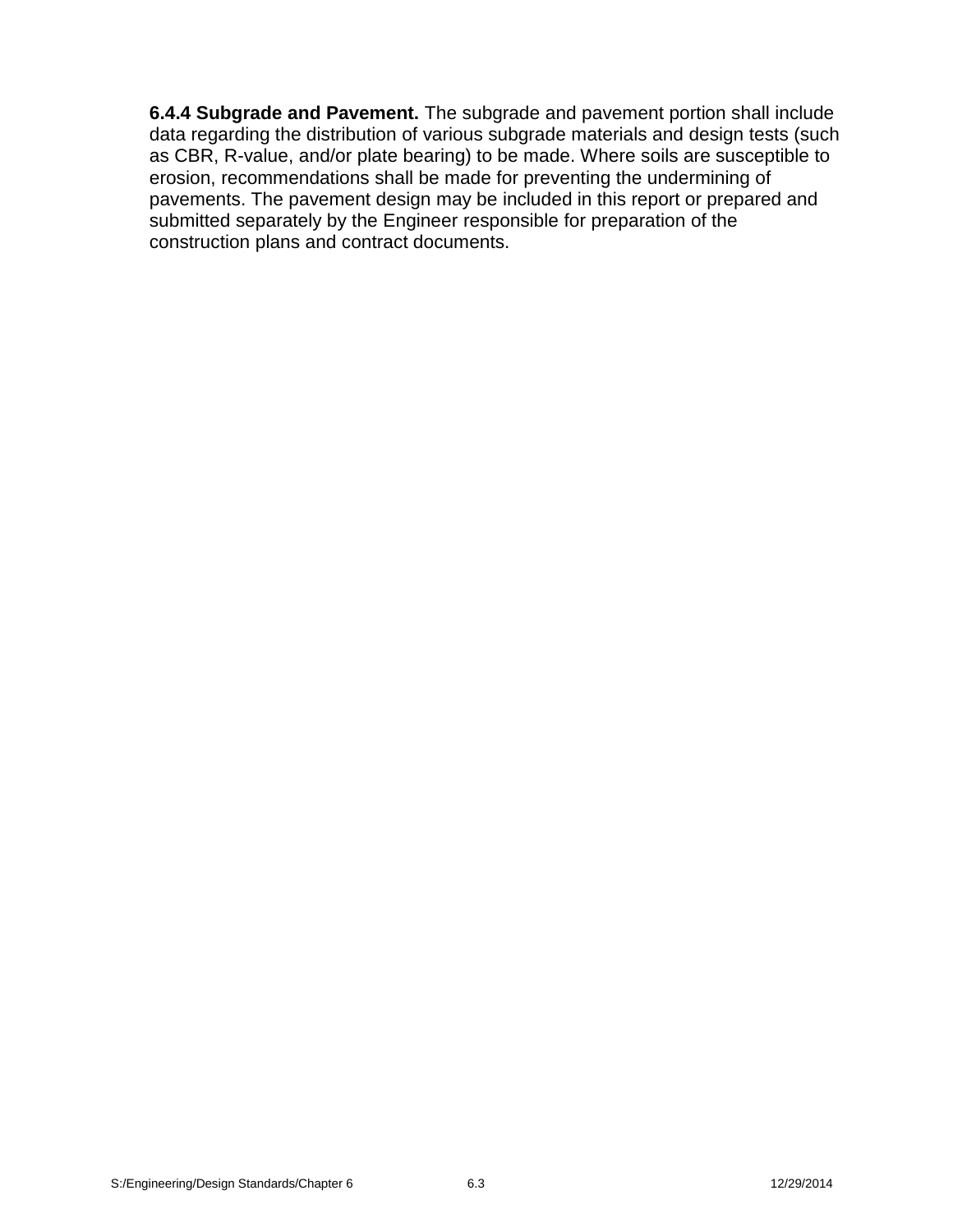**6.4.4 Subgrade and Pavement.** The subgrade and pavement portion shall include data regarding the distribution of various subgrade materials and design tests (such as CBR, R-value, and/or plate bearing) to be made. Where soils are susceptible to erosion, recommendations shall be made for preventing the undermining of pavements. The pavement design may be included in this report or prepared and submitted separately by the Engineer responsible for preparation of the construction plans and contract documents.